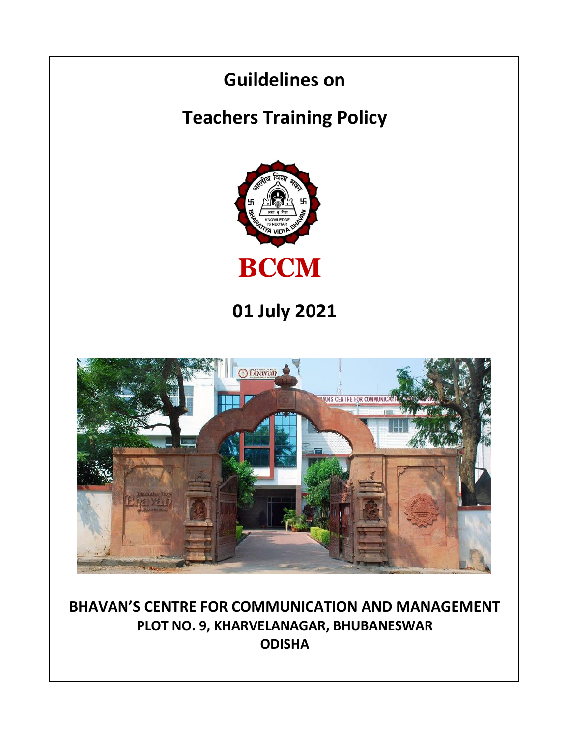# Guildelines on

# Teachers Training Policy

**BCCM**

## 01 July 2021

**BHAVAN'S CENTRE FOR COMMUNICATION AND MANAGEMENT**
**PLOT NO. 9, KHARVELANAGAR, BHUBANESWAR**
**ODISHA**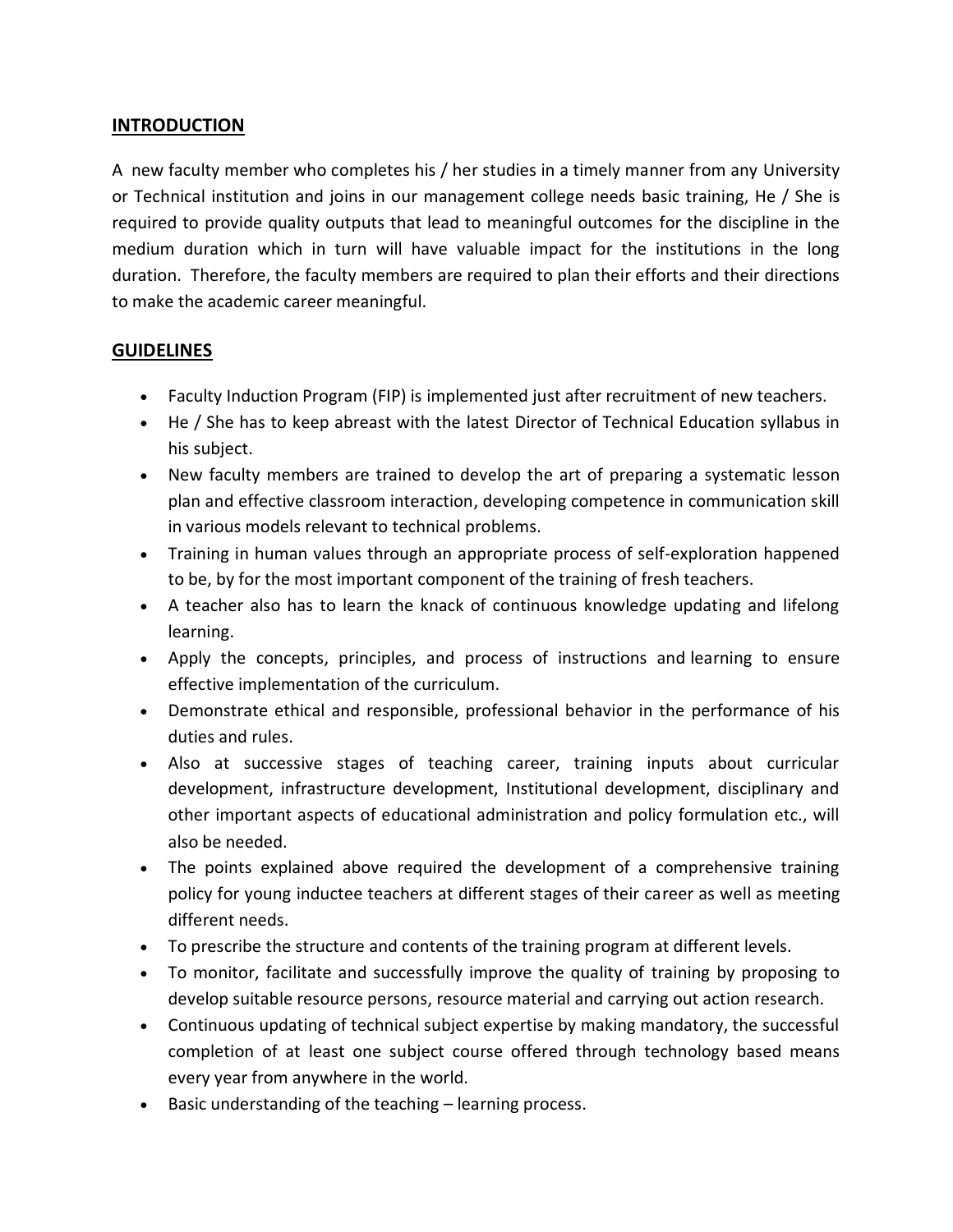## INTRODUCTION

A new faculty member who completes his / her studies in a timely manner from any University or Technical institution and joins in our management college needs basic training, He / She is required to provide quality outputs that lead to meaningful outcomes for the discipline in the medium duration which in turn will have valuable impact for the institutions in the long duration. Therefore, the faculty members are required to plan their efforts and their directions to make the academic career meaningful.

## GUIDELINES

- Faculty Induction Program (FIP) is implemented just after recruitment of new teachers.
- He / She has to keep abreast with the latest Director of Technical Education syllabus in his subject.
- New faculty members are trained to develop the art of preparing a systematic lesson plan and effective classroom interaction, developing competence in communication skill in various models relevant to technical problems.
- Training in human values through an appropriate process of self-exploration happened to be, by for the most important component of the training of fresh teachers.
- A teacher also has to learn the knack of continuous knowledge updating and lifelong learning.
- Apply the concepts, principles, and process of instructions and learning to ensure effective implementation of the curriculum.
- Demonstrate ethical and responsible, professional behavior in the performance of his duties and rules.
- Also at successive stages of teaching career, training inputs about curricular development, infrastructure development, Institutional development, disciplinary and other important aspects of educational administration and policy formulation etc., will also be needed.
- The points explained above required the development of a comprehensive training policy for young inductee teachers at different stages of their career as well as meeting different needs.
- To prescribe the structure and contents of the training program at different levels.
- To monitor, facilitate and successfully improve the quality of training by proposing to develop suitable resource persons, resource material and carrying out action research.
- Continuous updating of technical subject expertise by making mandatory, the successful completion of at least one subject course offered through technology based means every year from anywhere in the world.
- Basic understanding of the teaching – learning process.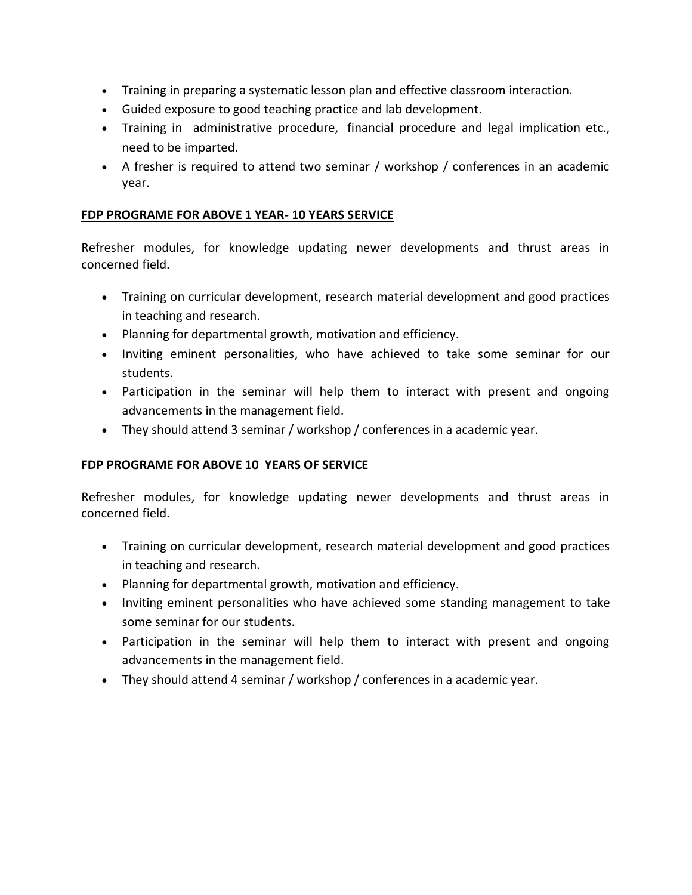- Training in preparing a systematic lesson plan and effective classroom interaction.
- Guided exposure to good teaching practice and lab development.
- Training in administrative procedure, financial procedure and legal implication etc., need to be imparted.
- A fresher is required to attend two seminar / workshop / conferences in an academic year.

**FDP PROGRAME FOR ABOVE 1 YEAR- 10 YEARS SERVICE**

Refresher modules, for knowledge updating newer developments and thrust areas in concerned field.

- Training on curricular development, research material development and good practices in teaching and research.
- Planning for departmental growth, motivation and efficiency.
- Inviting eminent personalities, who have achieved to take some seminar for our students.
- Participation in the seminar will help them to interact with present and ongoing advancements in the management field.
- They should attend 3 seminar / workshop / conferences in a academic year.

**FDP PROGRAME FOR ABOVE 10 YEARS OF SERVICE**

Refresher modules, for knowledge updating newer developments and thrust areas in concerned field.

- Training on curricular development, research material development and good practices in teaching and research.
- Planning for departmental growth, motivation and efficiency.
- Inviting eminent personalities who have achieved some standing management to take some seminar for our students.
- Participation in the seminar will help them to interact with present and ongoing advancements in the management field.
- They should attend 4 seminar / workshop / conferences in a academic year.